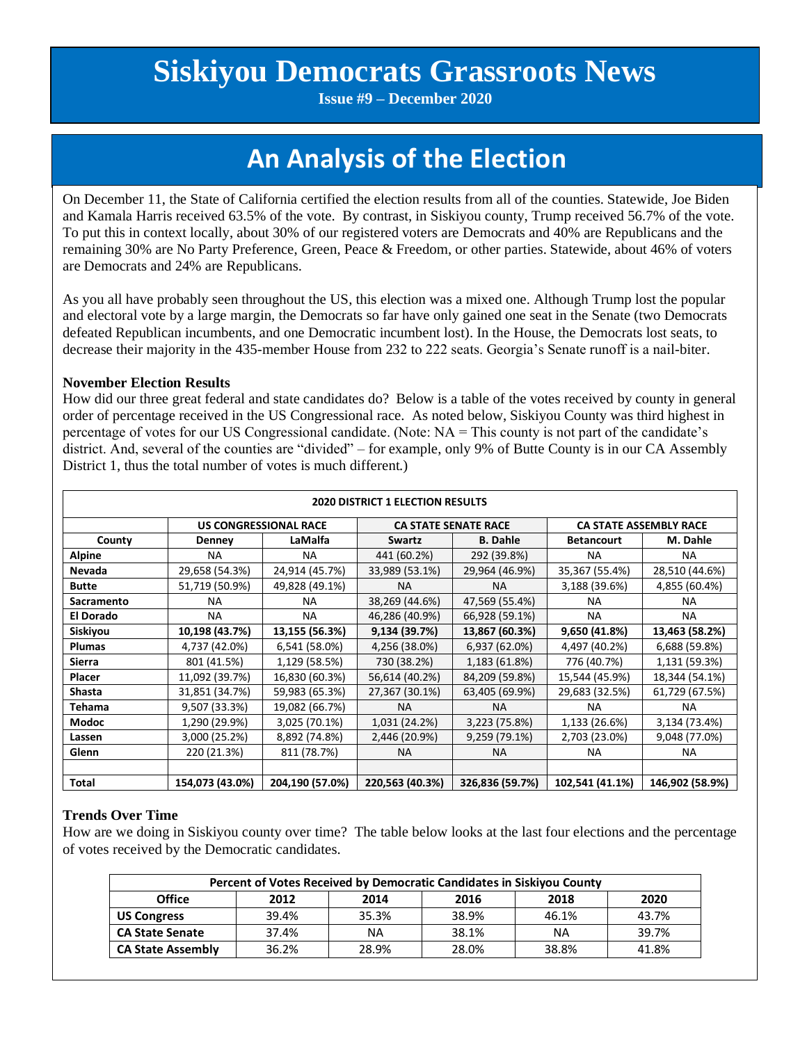# Siskiyou Democrats Grassroots News

**Issue #9 – December 2020**

## An Analysis of the Election

On December 11, the State of California certified the election results from all of the counties. Statewide, Joe Biden and Kamala Harris received 63.5% of the vote. By contrast, in Siskiyou county, Trump received 56.7% of the vote. To put this in context locally, about 30% of our registered voters are Democrats and 40% are Republicans and the remaining 30% are No Party Preference, Green, Peace & Freedom, or other parties. Statewide, about 46% of voters are Democrats and 24% are Republicans.

As you all have probably seen throughout the US, this election was a mixed one. Although Trump lost the popular and electoral vote by a large margin, the Democrats so far have only gained one seat in the Senate (two Democrats defeated Republican incumbents, and one Democratic incumbent lost). In the House, the Democrats lost seats, to decrease their majority in the 435-member House from 232 to 222 seats. Georgia's Senate runoff is a nail-biter.

### November Election Results

How did our three great federal and state candidates do? Below is a table of the votes received by county in general order of percentage received in the US Congressional race. As noted below, Siskiyou County was third highest in percentage of votes for our US Congressional candidate. (Note: NA = This county is not part of the candidate's district. And, several of the counties are "divided" – for example, only 9% of Butte County is in our CA Assembly District 1, thus the total number of votes is much different.)

**2020 DISTRICT 1 ELECTION RESULTS**

| | US CONGRESSIONAL RACE | | CA STATE SENATE RACE | | CA STATE ASSEMBLY RACE | |
|---|---|---|---|---|---|---|
| **County** | **Denney** | **LaMalfa** | **Swartz** | **B. Dahle** | **Betancourt** | **M. Dahle** |
| **Alpine** | NA | NA | 441 (60.2%) | 292 (39.8%) | NA | NA |
| **Nevada** | 29,658 (54.3%) | 24,914 (45.7%) | 33,989 (53.1%) | 29,964 (46.9%) | 35,367 (55.4%) | 28,510 (44.6%) |
| **Butte** | 51,719 (50.9%) | 49,828 (49.1%) | NA | NA | 3,188 (39.6%) | 4,855 (60.4%) |
| **Sacramento** | NA | NA | 38,269 (44.6%) | 47,569 (55.4%) | NA | NA |
| **El Dorado** | NA | NA | 46,286 (40.9%) | 66,928 (59.1%) | NA | NA |
| **Siskiyou** | **10,198 (43.7%)** | **13,155 (56.3%)** | **9,134 (39.7%)** | **13,867 (60.3%)** | **9,650 (41.8%)** | **13,463 (58.2%)** |
| **Plumas** | 4,737 (42.0%) | 6,541 (58.0%) | 4,256 (38.0%) | 6,937 (62.0%) | 4,497 (40.2%) | 6,688 (59.8%) |
| **Sierra** | 801 (41.5%) | 1,129 (58.5%) | 730 (38.2%) | 1,183 (61.8%) | 776 (40.7%) | 1,131 (59.3%) |
| **Placer** | 11,092 (39.7%) | 16,830 (60.3%) | 56,614 (40.2%) | 84,209 (59.8%) | 15,544 (45.9%) | 18,344 (54.1%) |
| **Shasta** | 31,851 (34.7%) | 59,983 (65.3%) | 27,367 (30.1%) | 63,405 (69.9%) | 29,683 (32.5%) | 61,729 (67.5%) |
| **Tehama** | 9,507 (33.3%) | 19,082 (66.7%) | NA | NA | NA | NA |
| **Modoc** | 1,290 (29.9%) | 3,025 (70.1%) | 1,031 (24.2%) | 3,223 (75.8%) | 1,133 (26.6%) | 3,134 (73.4%) |
| **Lassen** | 3,000 (25.2%) | 8,892 (74.8%) | 2,446 (20.9%) | 9,259 (79.1%) | 2,703 (23.0%) | 9,048 (77.0%) |
| **Glenn** | 220 (21.3%) | 811 (78.7%) | NA | NA | NA | NA |
| | | | | | | |
| **Total** | **154,073 (43.0%)** | **204,190 (57.0%)** | **220,563 (40.3%)** | **326,836 (59.7%)** | **102,541 (41.1%)** | **146,902 (58.9%)** |

### Trends Over Time

How are we doing in Siskiyou county over time? The table below looks at the last four elections and the percentage of votes received by the Democratic candidates.

**Percent of Votes Received by Democratic Candidates in Siskiyou County**

| Office | 2012 | 2014 | 2016 | 2018 | 2020 |
|---|---|---|---|---|---|
| **US Congress** | 39.4% | 35.3% | 38.9% | 46.1% | 43.7% |
| **CA State Senate** | 37.4% | NA | 38.1% | NA | 39.7% |
| **CA State Assembly** | 36.2% | 28.9% | 28.0% | 38.8% | 41.8% |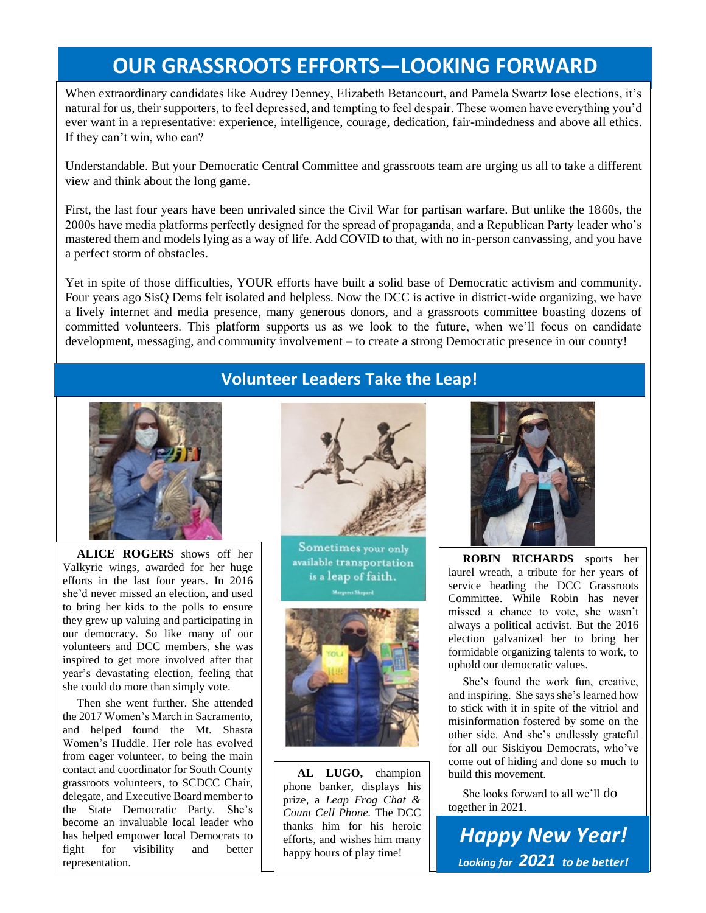# OUR GRASSROOTS EFFORTS—LOOKING FORWARD

When extraordinary candidates like Audrey Denney, Elizabeth Betancourt, and Pamela Swartz lose elections, it's natural for us, their supporters, to feel depressed, and tempting to feel despair. These women have everything you'd ever want in a representative: experience, intelligence, courage, dedication, fair-mindedness and above all ethics. If they can't win, who can?

Understandable. But your Democratic Central Committee and grassroots team are urging us all to take a different view and think about the long game.

First, the last four years have been unrivaled since the Civil War for partisan warfare. But unlike the 1860s, the 2000s have media platforms perfectly designed for the spread of propaganda, and a Republican Party leader who's mastered them and models lying as a way of life. Add COVID to that, with no in-person canvassing, and you have a perfect storm of obstacles.

Yet in spite of those difficulties, YOUR efforts have built a solid base of Democratic activism and community. Four years ago SisQ Dems felt isolated and helpless. Now the DCC is active in district-wide organizing, we have a lively internet and media presence, many generous donors, and a grassroots committee boasting dozens of committed volunteers. This platform supports us as we look to the future, when we'll focus on candidate development, messaging, and community involvement – to create a strong Democratic presence in our county!

## Volunteer Leaders Take the Leap!

**ALICE ROGERS** shows off her Valkyrie wings, awarded for her huge efforts in the last four years. In 2016 she'd never missed an election, and used to bring her kids to the polls to ensure they grew up valuing and participating in our democracy. So like many of our volunteers and DCC members, she was inspired to get more involved after that year's devastating election, feeling that she could do more than simply vote.

Then she went further. She attended the 2017 Women's March in Sacramento, and helped found the Mt. Shasta Women's Huddle. Her role has evolved from eager volunteer, to being the main contact and coordinator for South County grassroots volunteers, to SCDCC Chair, delegate, and Executive Board member to the State Democratic Party. She's become an invaluable local leader who has helped empower local Democrats to fight for visibility and better representation.

Sometimes your only available transportation is a leap of faith.

Margaret Shepard

**AL LUGO,** champion phone banker, displays his prize, a *Leap Frog Chat & Count Cell Phone.* The DCC thanks him for his heroic efforts, and wishes him many happy hours of play time!

**ROBIN RICHARDS** sports her laurel wreath, a tribute for her years of service heading the DCC Grassroots Committee. While Robin has never missed a chance to vote, she wasn't always a political activist. But the 2016 election galvanized her to bring her formidable organizing talents to work, to uphold our democratic values.

She's found the work fun, creative, and inspiring. She says she's learned how to stick with it in spite of the vitriol and misinformation fostered by some on the other side. And she's endlessly grateful for all our Siskiyou Democrats, who've come out of hiding and done so much to build this movement.

She looks forward to all we'll do together in 2021.

***Happy New Year!***

***Looking for 2021 to be better!***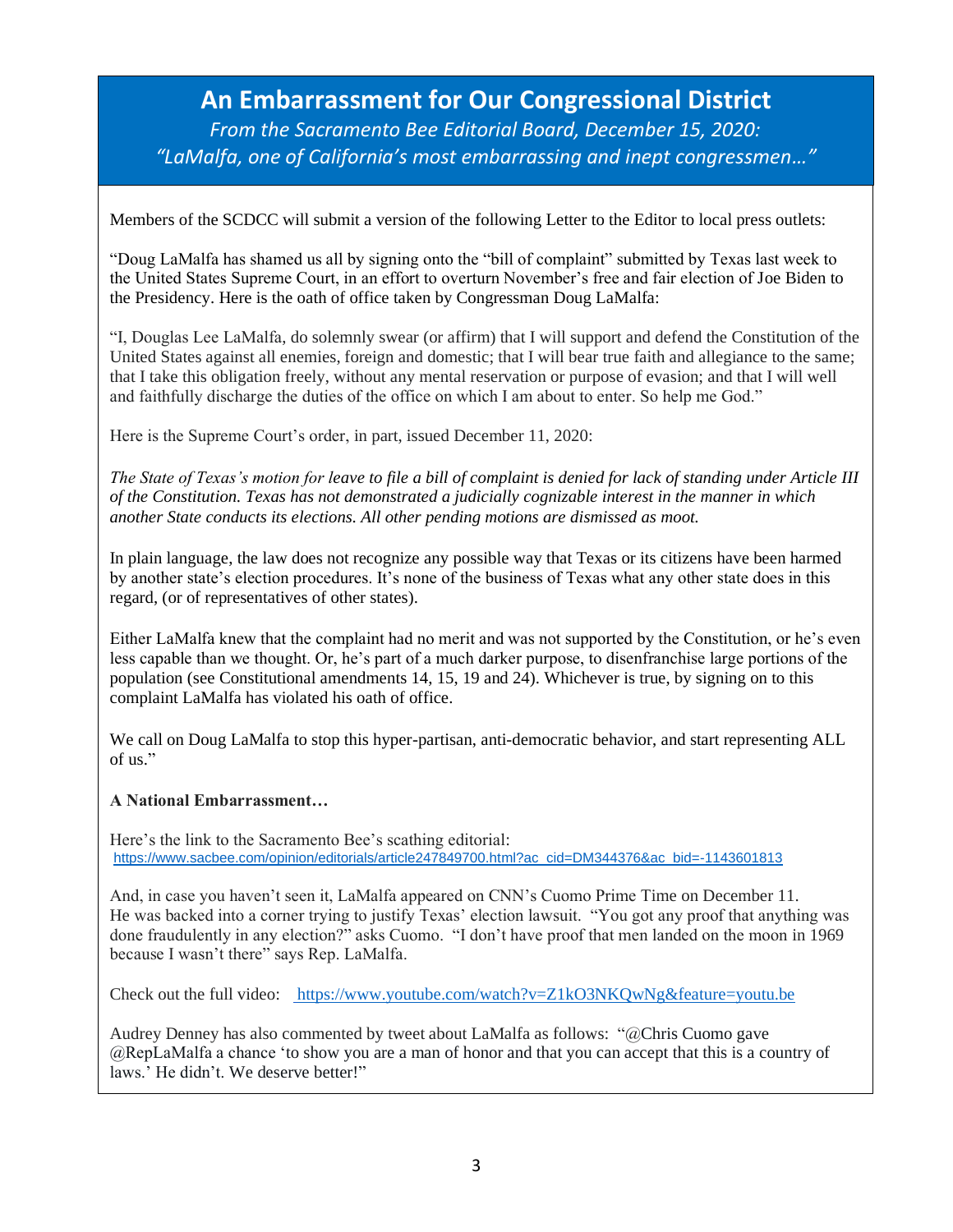# An Embarrassment for Our Congressional District

*From the Sacramento Bee Editorial Board, December 15, 2020:*
*"LaMalfa, one of California's most embarrassing and inept congressmen…"*

Members of the SCDCC will submit a version of the following Letter to the Editor to local press outlets:

"Doug LaMalfa has shamed us all by signing onto the "bill of complaint" submitted by Texas last week to the United States Supreme Court, in an effort to overturn November's free and fair election of Joe Biden to the Presidency. Here is the oath of office taken by Congressman Doug LaMalfa:

"I, Douglas Lee LaMalfa, do solemnly swear (or affirm) that I will support and defend the Constitution of the United States against all enemies, foreign and domestic; that I will bear true faith and allegiance to the same; that I take this obligation freely, without any mental reservation or purpose of evasion; and that I will well and faithfully discharge the duties of the office on which I am about to enter. So help me God."

Here is the Supreme Court's order, in part, issued December 11, 2020:

*The State of Texas's motion for leave to file a bill of complaint is denied for lack of standing under Article III of the Constitution. Texas has not demonstrated a judicially cognizable interest in the manner in which another State conducts its elections. All other pending motions are dismissed as moot.*

In plain language, the law does not recognize any possible way that Texas or its citizens have been harmed by another state's election procedures. It's none of the business of Texas what any other state does in this regard, (or of representatives of other states).

Either LaMalfa knew that the complaint had no merit and was not supported by the Constitution, or he's even less capable than we thought. Or, he's part of a much darker purpose, to disenfranchise large portions of the population (see Constitutional amendments 14, 15, 19 and 24). Whichever is true, by signing on to this complaint LaMalfa has violated his oath of office.

We call on Doug LaMalfa to stop this hyper-partisan, anti-democratic behavior, and start representing ALL of us."

**A National Embarrassment…**

Here's the link to the Sacramento Bee's scathing editorial:
https://www.sacbee.com/opinion/editorials/article247849700.html?ac_cid=DM344376&ac_bid=-1143601813

And, in case you haven't seen it, LaMalfa appeared on CNN's Cuomo Prime Time on December 11. He was backed into a corner trying to justify Texas' election lawsuit. "You got any proof that anything was done fraudulently in any election?" asks Cuomo. "I don't have proof that men landed on the moon in 1969 because I wasn't there" says Rep. LaMalfa.

Check out the full video: https://www.youtube.com/watch?v=Z1kO3NKQwNg&feature=youtu.be

Audrey Denney has also commented by tweet about LaMalfa as follows: "@Chris Cuomo gave @RepLaMalfa a chance 'to show you are a man of honor and that you can accept that this is a country of laws.' He didn't. We deserve better!"